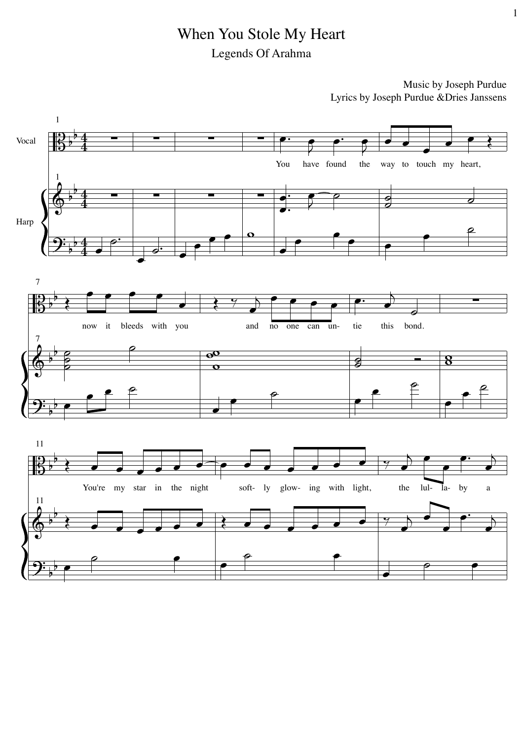# When You Stole My Heart

## Legends Of Arahma

Music by Joseph Purdue
Lyrics by Joseph Purdue &Dries Janssens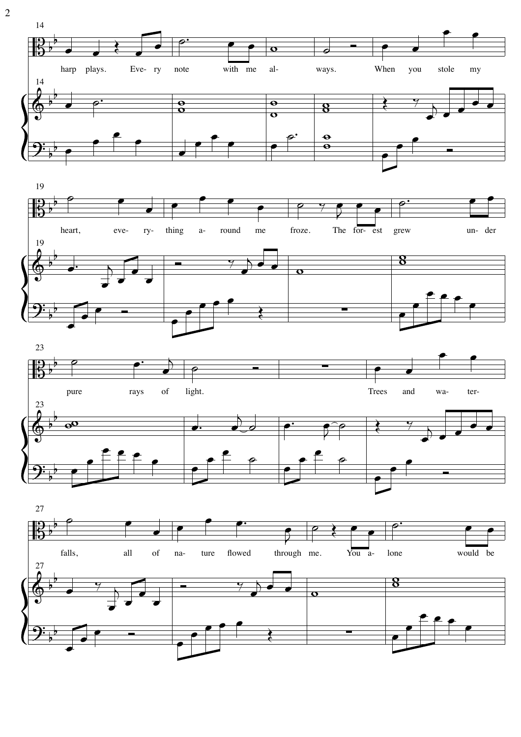14

harp plays. Eve- ry note with me al- ways. When you stole my

19

heart, eve- ry- thing a- round me froze. The for- est grew un- der

23

pure rays of light. Trees and wa- ter-

27

falls, all of na- ture flowed through me. You a- lone would be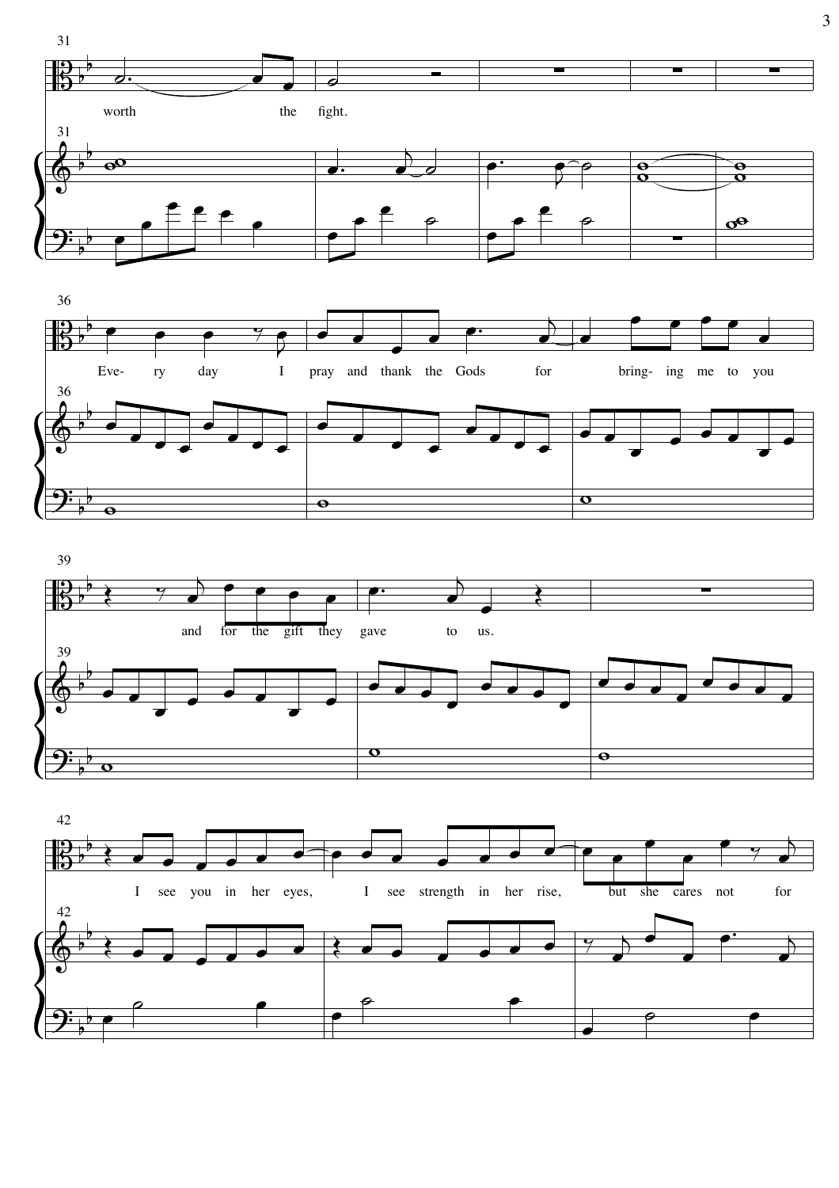worth the fight.

Eve- ry day I pray and thank the Gods for bring- ing me to you

and for the gift they gave to us.

I see you in her eyes, I see strength in her rise, but she cares not for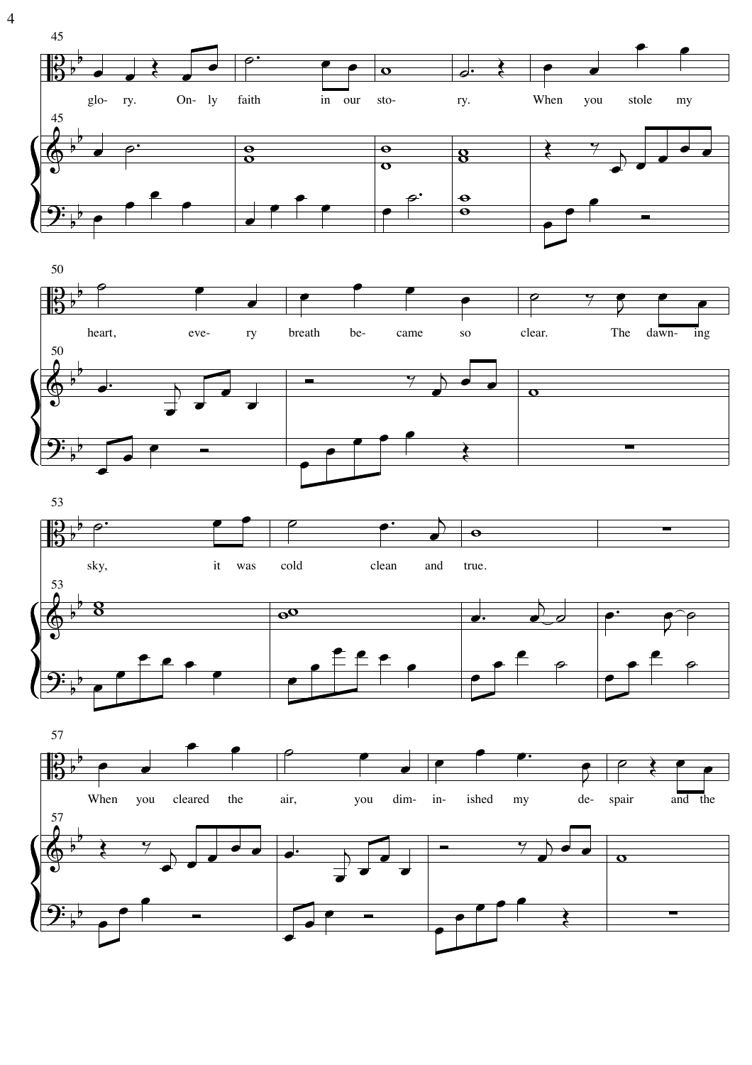glo- ry. On- ly faith in our sto- ry. When you stole my

heart, eve- ry breath be- came so clear. The dawn- ing

sky, it was cold clean and true.

When you cleared the air, you dim- in- ished my de- spair and the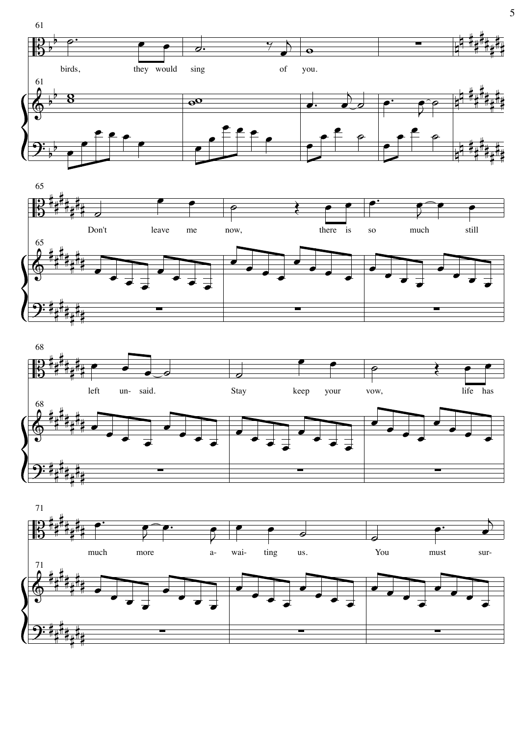61

birds, they would sing of you.

65

Don't leave me now, there is so much still

68

left un- said. Stay keep your vow, life has

71

much more a- wai- ting us. You must sur-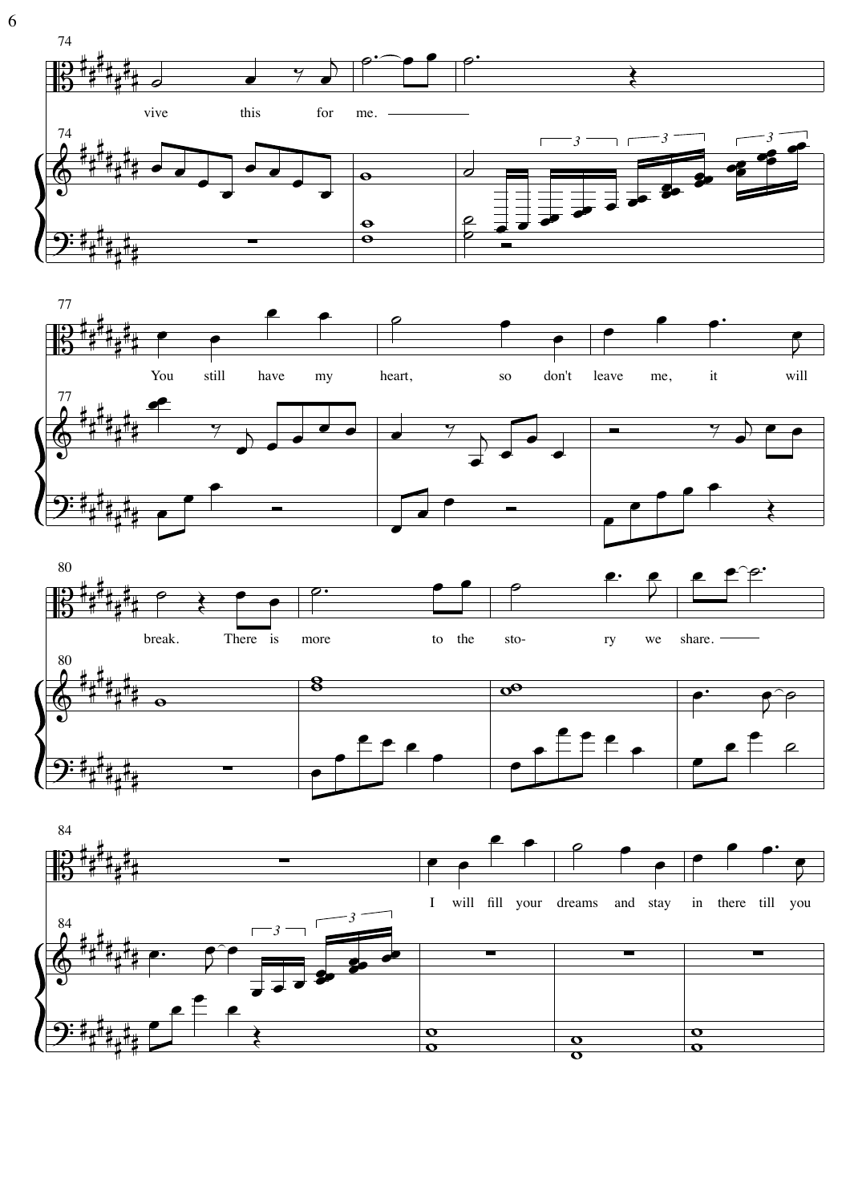vive this for me.

You still have my heart, so don't leave me, it will

break. There is more to the sto- ry we share.

I will fill your dreams and stay in there till you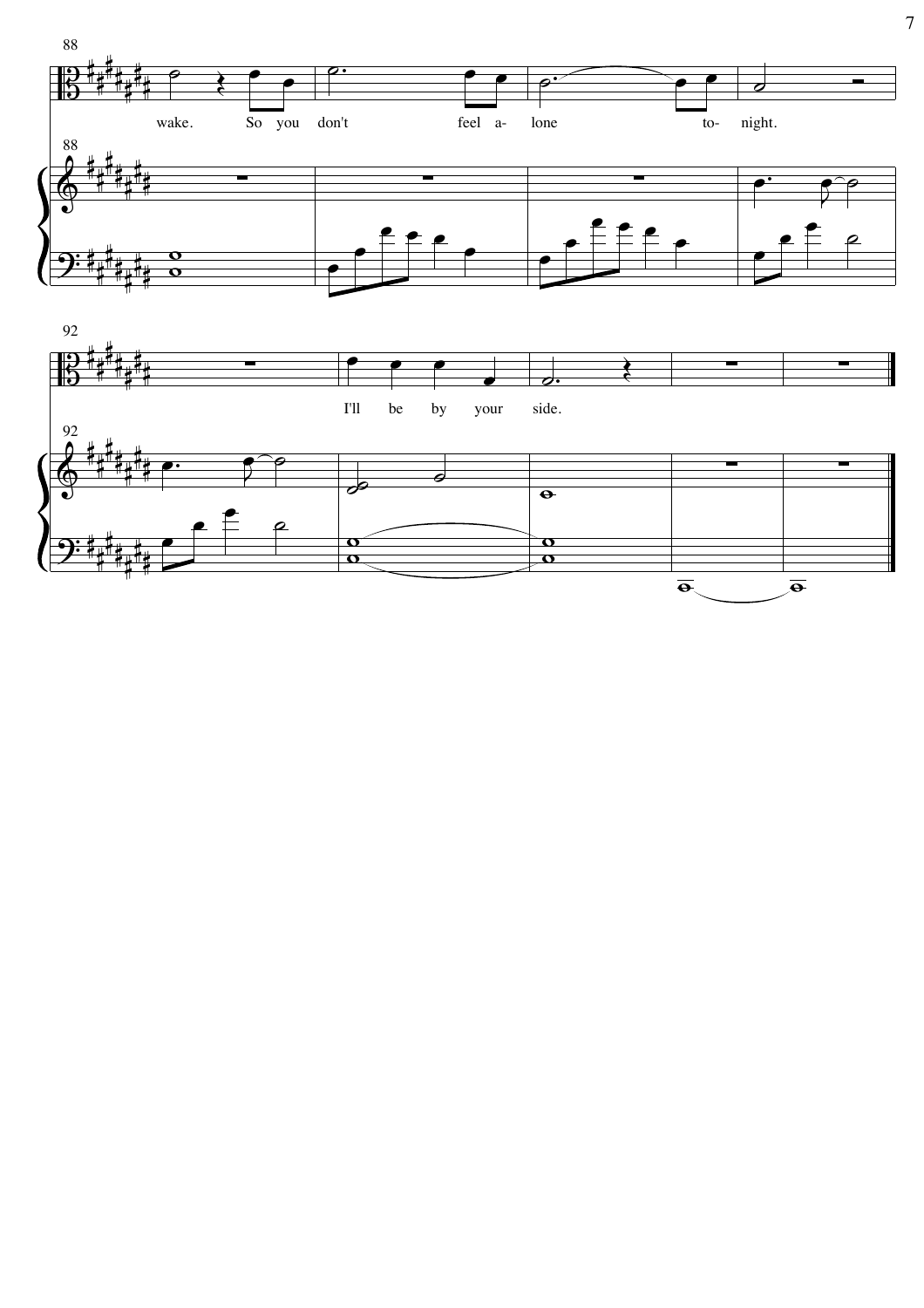88

wake. So you don't feel a- lone to- night.

92

I'll be by your side.